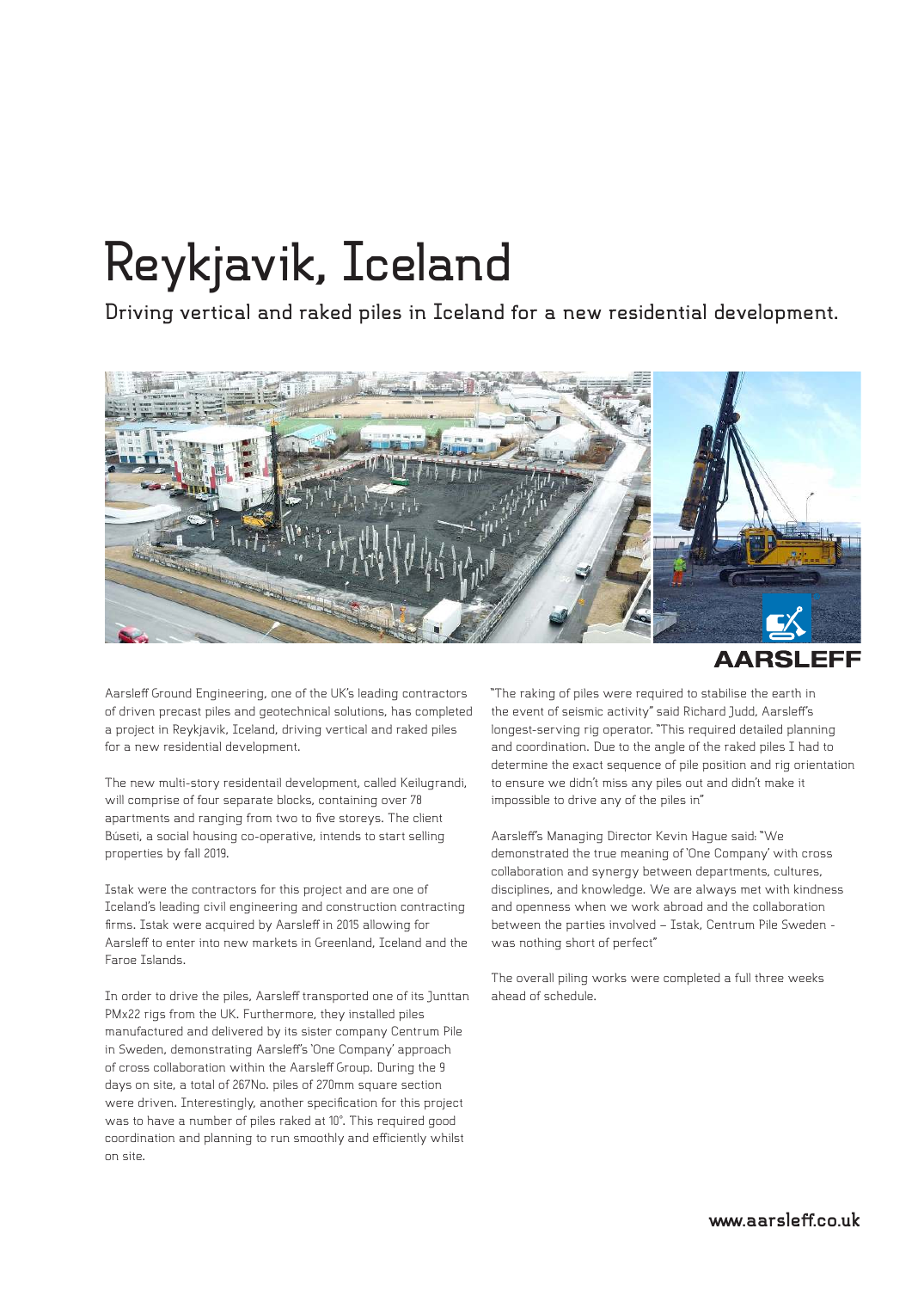# Reykjavik, Iceland

## Driving vertical and raked piles in Iceland for a new residential development.

Aarsleff Ground Engineering, one of the UK's leading contractors of driven precast piles and geotechnical solutions, has completed a project in Reykjavik, Iceland, driving vertical and raked piles for a new residential development.

The new multi-story residentail development, called Keilugrandi, will comprise of four separate blocks, containing over 78 apartments and ranging from two to five storeys. The client Búseti, a social housing co-operative, intends to start selling properties by fall 2019.

Istak were the contractors for this project and are one of Iceland's leading civil engineering and construction contracting firms. Istak were acquired by Aarsleff in 2015 allowing for Aarsleff to enter into new markets in Greenland, Iceland and the Faroe Islands.

In order to drive the piles, Aarsleff transported one of its Junttan PMx22 rigs from the UK. Furthermore, they installed piles manufactured and delivered by its sister company Centrum Pile in Sweden, demonstrating Aarsleff's 'One Company' approach of cross collaboration within the Aarsleff Group. During the 9 days on site, a total of 267No. piles of 270mm square section were driven. Interestingly, another specification for this project was to have a number of piles raked at 10°. This required good coordination and planning to run smoothly and efficiently whilst on site.

"The raking of piles were required to stabilise the earth in the event of seismic activity" said Richard Judd, Aarsleff's longest-serving rig operator. "This required detailed planning and coordination. Due to the angle of the raked piles I had to determine the exact sequence of pile position and rig orientation to ensure we didn't miss any piles out and didn't make it impossible to drive any of the piles in"

Aarsleff's Managing Director Kevin Hague said: "We demonstrated the true meaning of 'One Company' with cross collaboration and synergy between departments, cultures, disciplines, and knowledge. We are always met with kindness and openness when we work abroad and the collaboration between the parties involved – Istak, Centrum Pile Sweden - was nothing short of perfect"

The overall piling works were completed a full three weeks ahead of schedule.

www.aarsleff.co.uk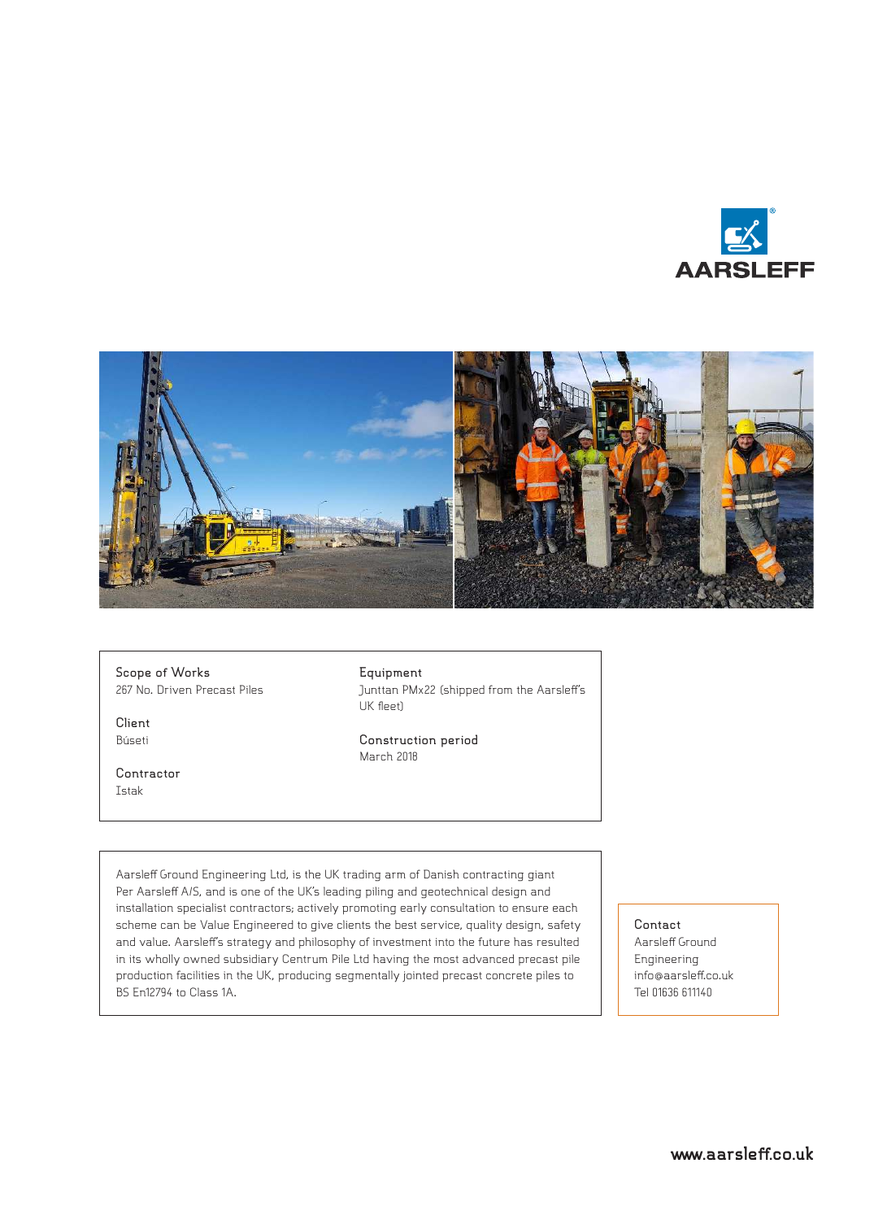AARSLEFF

**Scope of Works**
267 No. Driven Precast Piles

**Client**
Búseti

**Contractor**
Istak

**Equipment**
Junttan PMx22 (shipped from the Aarsleff's UK fleet)

**Construction period**
March 2018

Aarsleff Ground Engineering Ltd, is the UK trading arm of Danish contracting giant Per Aarsleff A/S, and is one of the UK's leading piling and geotechnical design and installation specialist contractors; actively promoting early consultation to ensure each scheme can be Value Engineered to give clients the best service, quality design, safety and value. Aarsleff's strategy and philosophy of investment into the future has resulted in its wholly owned subsidiary Centrum Pile Ltd having the most advanced precast pile production facilities in the UK, producing segmentally jointed precast concrete piles to BS En12794 to Class 1A.

**Contact**
Aarsleff Ground Engineering
info@aarsleff.co.uk
Tel 01636 611140

www.aarsleff.co.uk